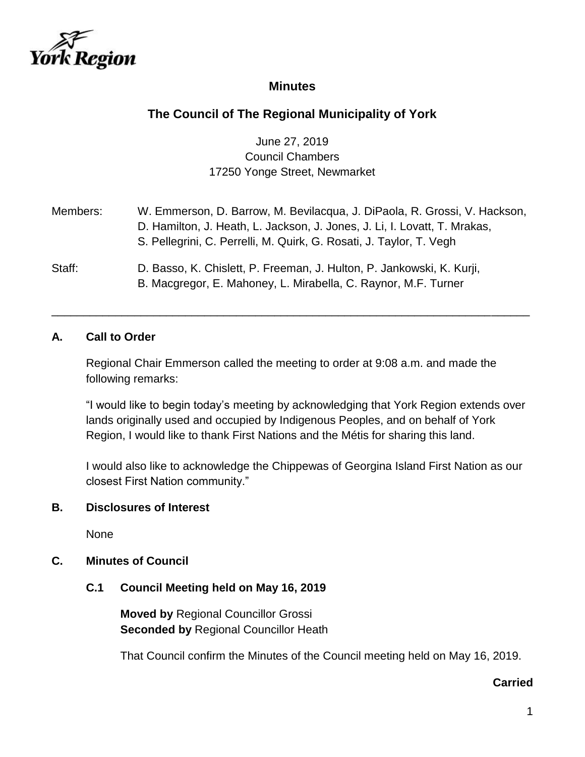# Minutes

## The Council of The Regional Municipality of York

June 27, 2019
Council Chambers
17250 Yonge Street, Newmarket

Members: W. Emmerson, D. Barrow, M. Bevilacqua, J. DiPaola, R. Grossi, V. Hackson, D. Hamilton, J. Heath, L. Jackson, J. Jones, J. Li, I. Lovatt, T. Mrakas, S. Pellegrini, C. Perrelli, M. Quirk, G. Rosati, J. Taylor, T. Vegh

Staff: D. Basso, K. Chislett, P. Freeman, J. Hulton, P. Jankowski, K. Kurji, B. Macgregor, E. Mahoney, L. Mirabella, C. Raynor, M.F. Turner

---

### A. Call to Order

Regional Chair Emmerson called the meeting to order at 9:08 a.m. and made the following remarks:

"I would like to begin today's meeting by acknowledging that York Region extends over lands originally used and occupied by Indigenous Peoples, and on behalf of York Region, I would like to thank First Nations and the Métis for sharing this land.

I would also like to acknowledge the Chippewas of Georgina Island First Nation as our closest First Nation community."

### B. Disclosures of Interest

None

### C. Minutes of Council

#### C.1 Council Meeting held on May 16, 2019

**Moved by** Regional Councillor Grossi
**Seconded by** Regional Councillor Heath

That Council confirm the Minutes of the Council meeting held on May 16, 2019.

**Carried**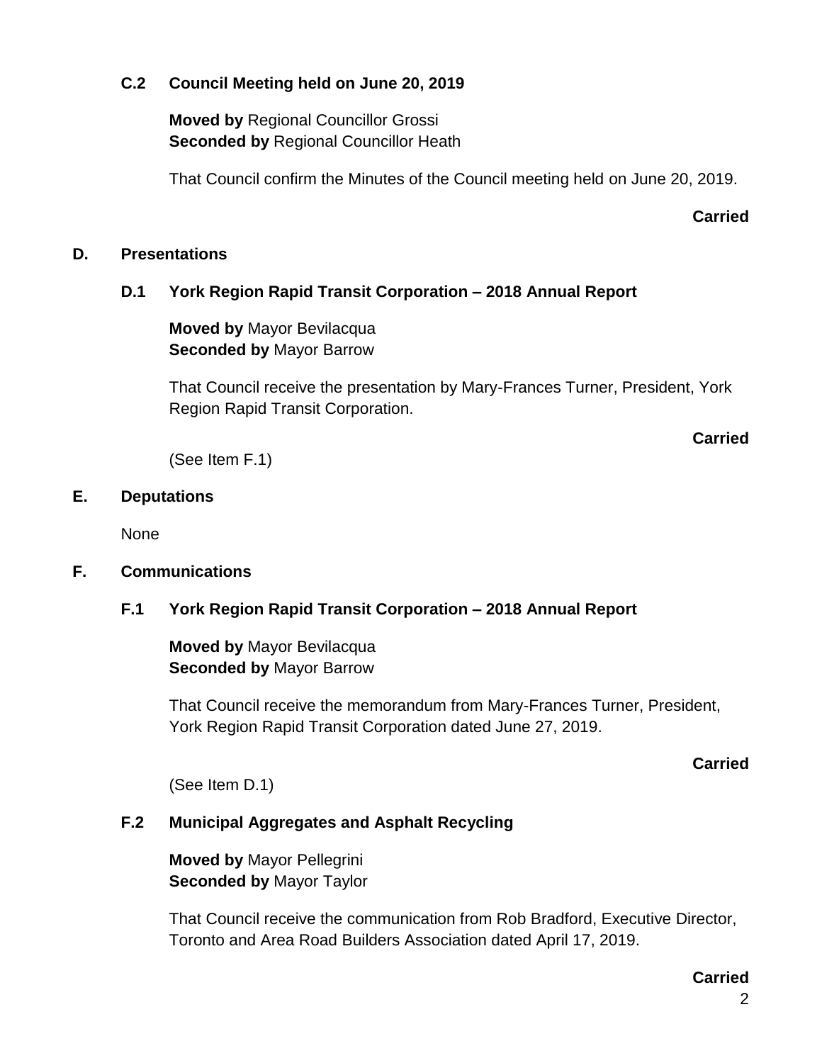### C.2 Council Meeting held on June 20, 2019

**Moved by** Regional Councillor Grossi
**Seconded by** Regional Councillor Heath

That Council confirm the Minutes of the Council meeting held on June 20, 2019.

**Carried**

## D. Presentations

### D.1 York Region Rapid Transit Corporation – 2018 Annual Report

**Moved by** Mayor Bevilacqua
**Seconded by** Mayor Barrow

That Council receive the presentation by Mary-Frances Turner, President, York Region Rapid Transit Corporation.

**Carried**

(See Item F.1)

## E. Deputations

None

## F. Communications

### F.1 York Region Rapid Transit Corporation – 2018 Annual Report

**Moved by** Mayor Bevilacqua
**Seconded by** Mayor Barrow

That Council receive the memorandum from Mary-Frances Turner, President, York Region Rapid Transit Corporation dated June 27, 2019.

**Carried**

(See Item D.1)

### F.2 Municipal Aggregates and Asphalt Recycling

**Moved by** Mayor Pellegrini
**Seconded by** Mayor Taylor

That Council receive the communication from Rob Bradford, Executive Director, Toronto and Area Road Builders Association dated April 17, 2019.

**Carried**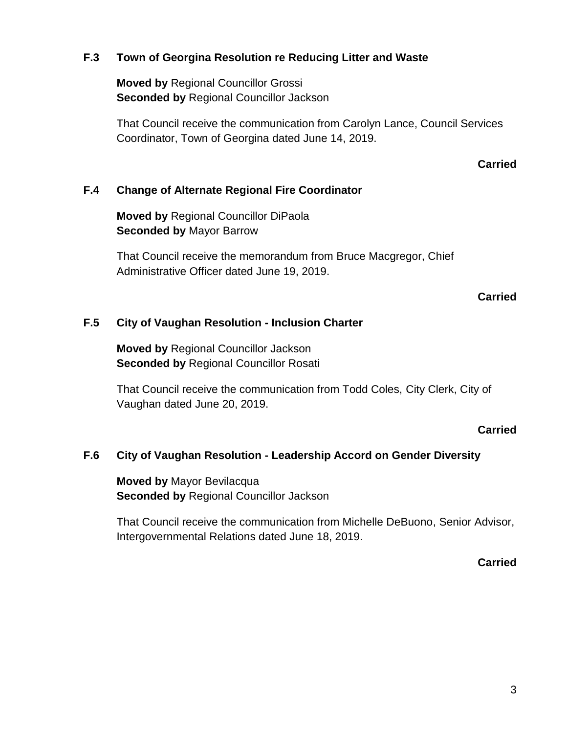### F.3 Town of Georgina Resolution re Reducing Litter and Waste

**Moved by** Regional Councillor Grossi
**Seconded by** Regional Councillor Jackson

That Council receive the communication from Carolyn Lance, Council Services Coordinator, Town of Georgina dated June 14, 2019.

**Carried**

### F.4 Change of Alternate Regional Fire Coordinator

**Moved by** Regional Councillor DiPaola
**Seconded by** Mayor Barrow

That Council receive the memorandum from Bruce Macgregor, Chief Administrative Officer dated June 19, 2019.

**Carried**

### F.5 City of Vaughan Resolution - Inclusion Charter

**Moved by** Regional Councillor Jackson
**Seconded by** Regional Councillor Rosati

That Council receive the communication from Todd Coles, City Clerk, City of Vaughan dated June 20, 2019.

**Carried**

### F.6 City of Vaughan Resolution - Leadership Accord on Gender Diversity

**Moved by** Mayor Bevilacqua
**Seconded by** Regional Councillor Jackson

That Council receive the communication from Michelle DeBuono, Senior Advisor, Intergovernmental Relations dated June 18, 2019.

**Carried**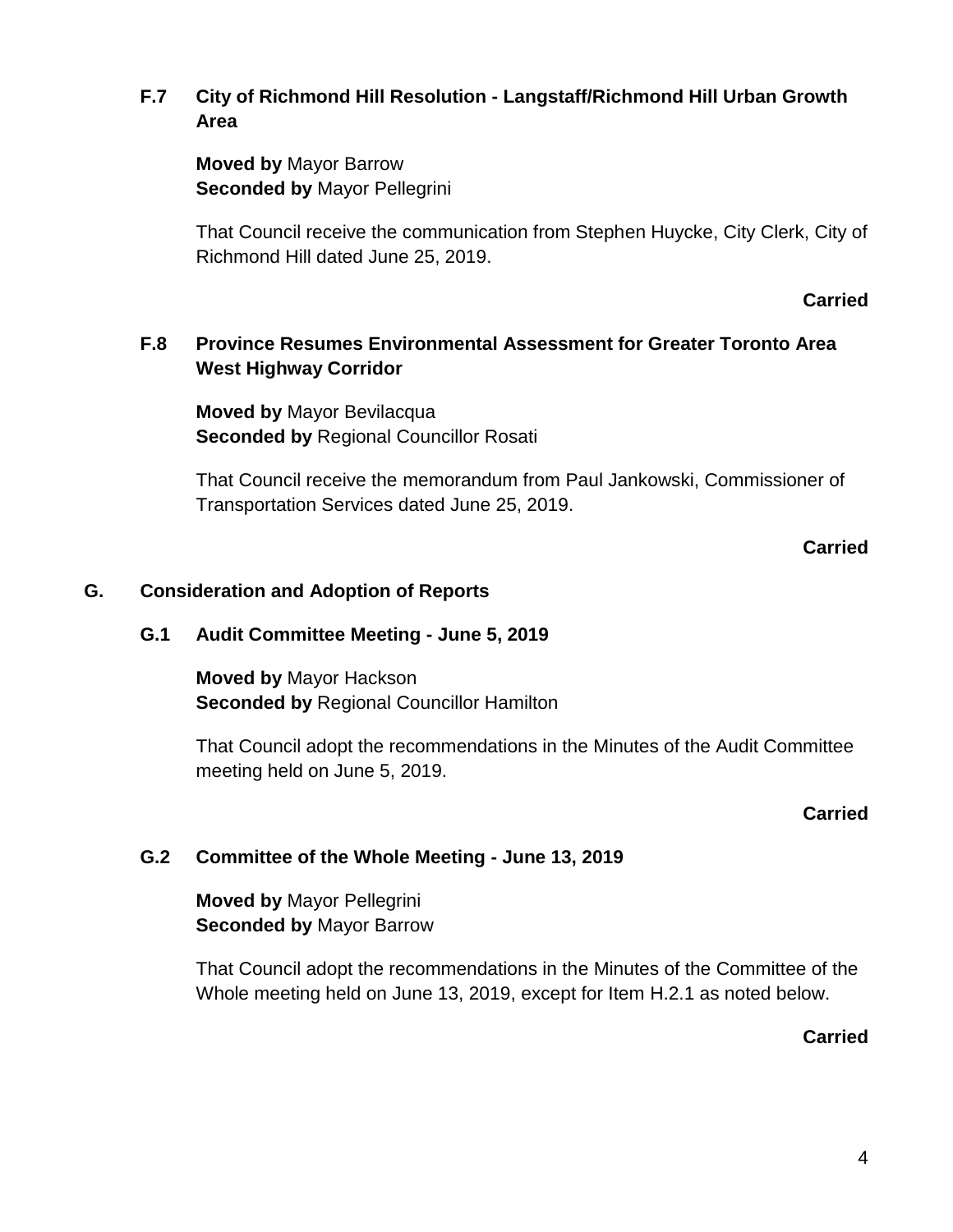### F.7 City of Richmond Hill Resolution - Langstaff/Richmond Hill Urban Growth Area

**Moved by** Mayor Barrow
**Seconded by** Mayor Pellegrini

That Council receive the communication from Stephen Huycke, City Clerk, City of Richmond Hill dated June 25, 2019.

**Carried**

### F.8 Province Resumes Environmental Assessment for Greater Toronto Area West Highway Corridor

**Moved by** Mayor Bevilacqua
**Seconded by** Regional Councillor Rosati

That Council receive the memorandum from Paul Jankowski, Commissioner of Transportation Services dated June 25, 2019.

**Carried**

## G. Consideration and Adoption of Reports

### G.1 Audit Committee Meeting - June 5, 2019

**Moved by** Mayor Hackson
**Seconded by** Regional Councillor Hamilton

That Council adopt the recommendations in the Minutes of the Audit Committee meeting held on June 5, 2019.

**Carried**

### G.2 Committee of the Whole Meeting - June 13, 2019

**Moved by** Mayor Pellegrini
**Seconded by** Mayor Barrow

That Council adopt the recommendations in the Minutes of the Committee of the Whole meeting held on June 13, 2019, except for Item H.2.1 as noted below.

**Carried**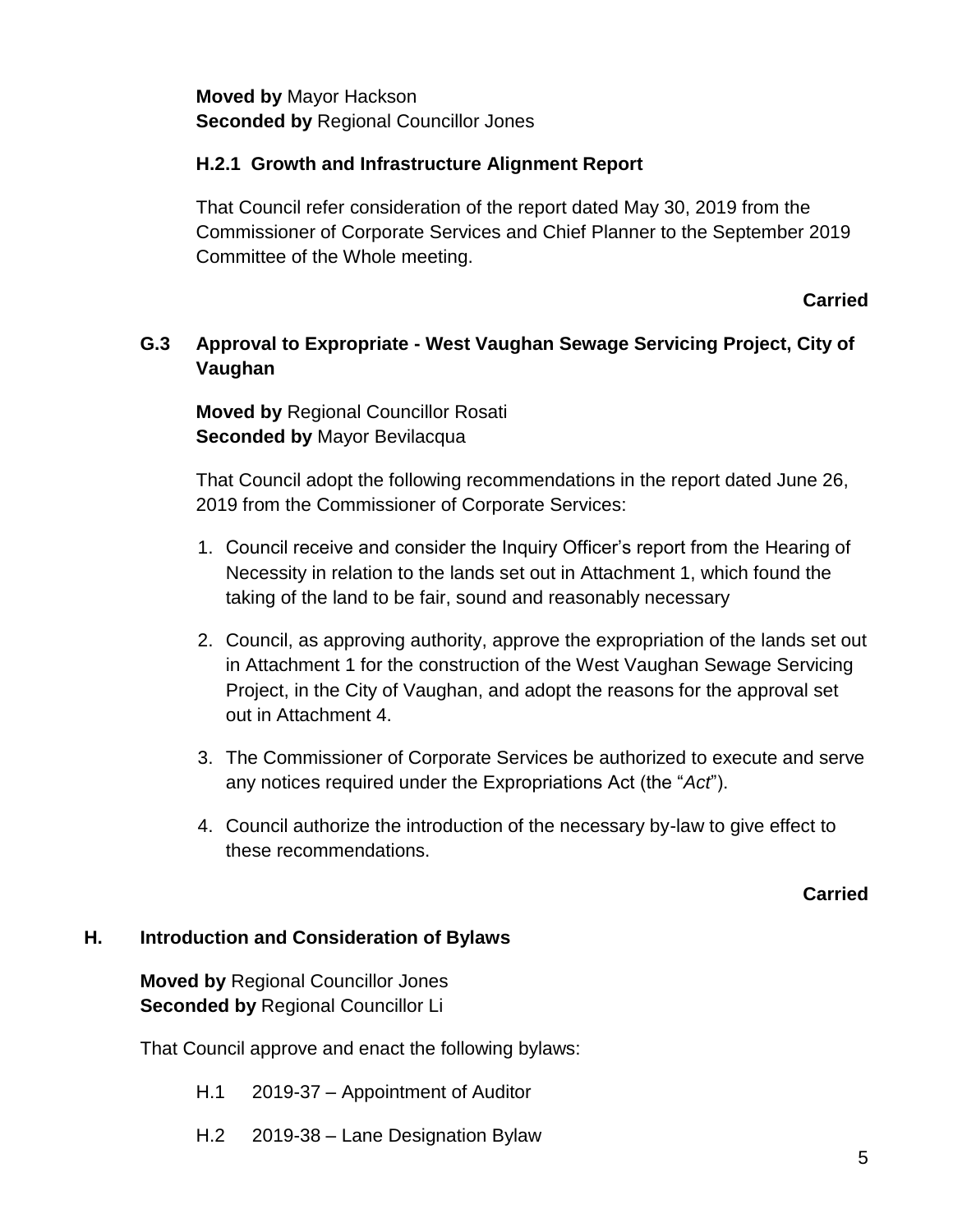**Moved by** Mayor Hackson
**Seconded by** Regional Councillor Jones

### H.2.1 Growth and Infrastructure Alignment Report

That Council refer consideration of the report dated May 30, 2019 from the Commissioner of Corporate Services and Chief Planner to the September 2019 Committee of the Whole meeting.

**Carried**

## G.3 Approval to Expropriate - West Vaughan Sewage Servicing Project, City of Vaughan

**Moved by** Regional Councillor Rosati
**Seconded by** Mayor Bevilacqua

That Council adopt the following recommendations in the report dated June 26, 2019 from the Commissioner of Corporate Services:

1. Council receive and consider the Inquiry Officer's report from the Hearing of Necessity in relation to the lands set out in Attachment 1, which found the taking of the land to be fair, sound and reasonably necessary
2. Council, as approving authority, approve the expropriation of the lands set out in Attachment 1 for the construction of the West Vaughan Sewage Servicing Project, in the City of Vaughan, and adopt the reasons for the approval set out in Attachment 4.
3. The Commissioner of Corporate Services be authorized to execute and serve any notices required under the Expropriations Act (the "*Act*").
4. Council authorize the introduction of the necessary by-law to give effect to these recommendations.

**Carried**

## H. Introduction and Consideration of Bylaws

**Moved by** Regional Councillor Jones
**Seconded by** Regional Councillor Li

That Council approve and enact the following bylaws:

H.1 2019-37 – Appointment of Auditor

H.2 2019-38 – Lane Designation Bylaw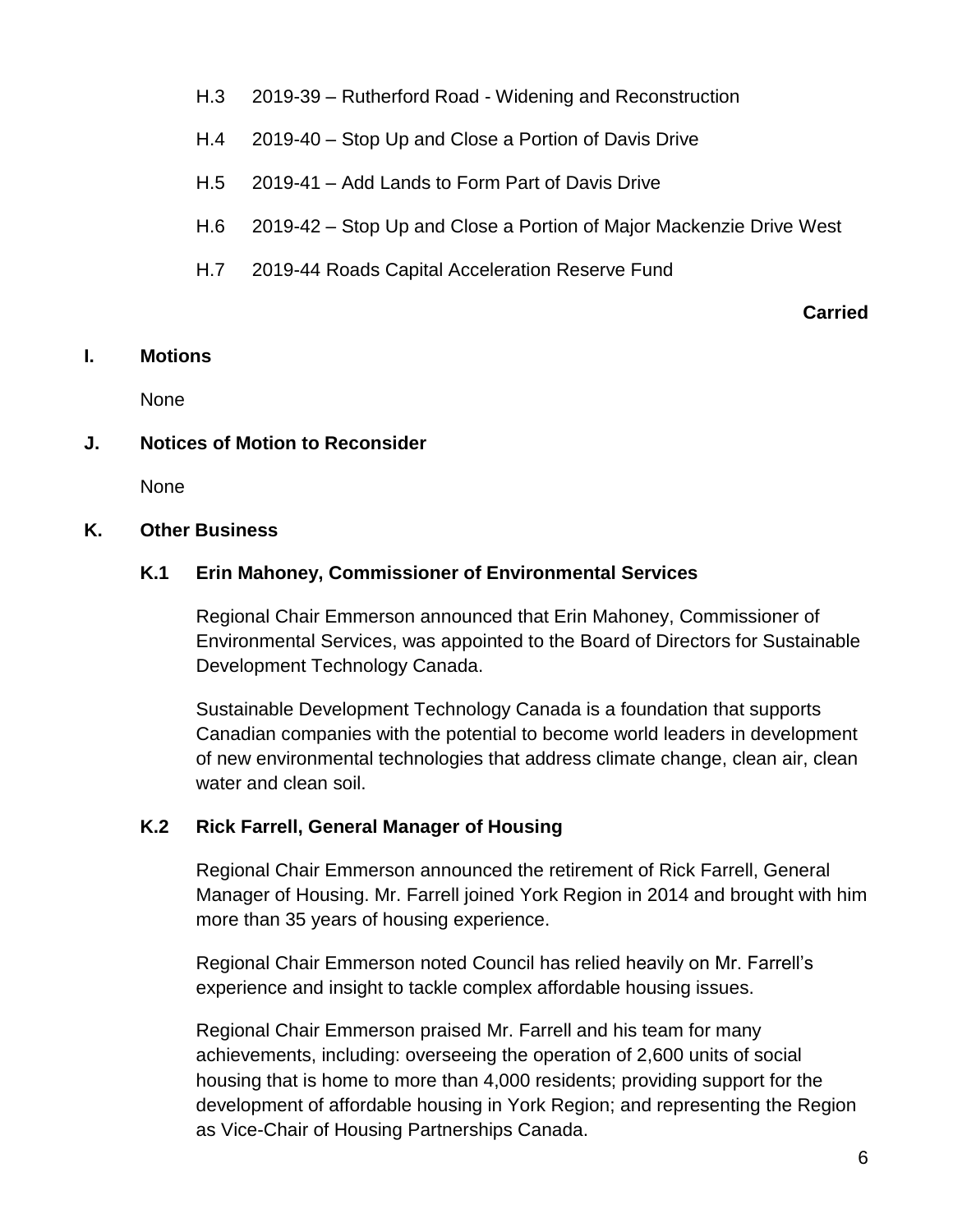H.3 2019-39 – Rutherford Road - Widening and Reconstruction

H.4 2019-40 – Stop Up and Close a Portion of Davis Drive

H.5 2019-41 – Add Lands to Form Part of Davis Drive

H.6 2019-42 – Stop Up and Close a Portion of Major Mackenzie Drive West

H.7 2019-44 Roads Capital Acceleration Reserve Fund

**Carried**

## I. Motions

None

## J. Notices of Motion to Reconsider

None

## K. Other Business

### K.1 Erin Mahoney, Commissioner of Environmental Services

Regional Chair Emmerson announced that Erin Mahoney, Commissioner of Environmental Services, was appointed to the Board of Directors for Sustainable Development Technology Canada.

Sustainable Development Technology Canada is a foundation that supports Canadian companies with the potential to become world leaders in development of new environmental technologies that address climate change, clean air, clean water and clean soil.

### K.2 Rick Farrell, General Manager of Housing

Regional Chair Emmerson announced the retirement of Rick Farrell, General Manager of Housing. Mr. Farrell joined York Region in 2014 and brought with him more than 35 years of housing experience.

Regional Chair Emmerson noted Council has relied heavily on Mr. Farrell's experience and insight to tackle complex affordable housing issues.

Regional Chair Emmerson praised Mr. Farrell and his team for many achievements, including: overseeing the operation of 2,600 units of social housing that is home to more than 4,000 residents; providing support for the development of affordable housing in York Region; and representing the Region as Vice-Chair of Housing Partnerships Canada.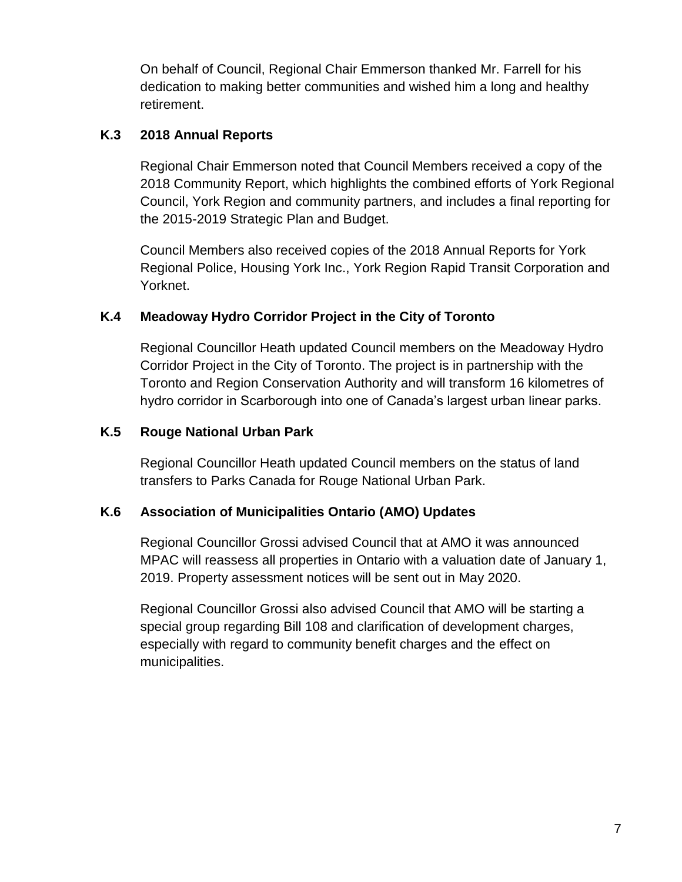On behalf of Council, Regional Chair Emmerson thanked Mr. Farrell for his dedication to making better communities and wished him a long and healthy retirement.

### K.3 2018 Annual Reports

Regional Chair Emmerson noted that Council Members received a copy of the 2018 Community Report, which highlights the combined efforts of York Regional Council, York Region and community partners, and includes a final reporting for the 2015-2019 Strategic Plan and Budget.

Council Members also received copies of the 2018 Annual Reports for York Regional Police, Housing York Inc., York Region Rapid Transit Corporation and Yorknet.

### K.4 Meadoway Hydro Corridor Project in the City of Toronto

Regional Councillor Heath updated Council members on the Meadoway Hydro Corridor Project in the City of Toronto. The project is in partnership with the Toronto and Region Conservation Authority and will transform 16 kilometres of hydro corridor in Scarborough into one of Canada's largest urban linear parks.

### K.5 Rouge National Urban Park

Regional Councillor Heath updated Council members on the status of land transfers to Parks Canada for Rouge National Urban Park.

### K.6 Association of Municipalities Ontario (AMO) Updates

Regional Councillor Grossi advised Council that at AMO it was announced MPAC will reassess all properties in Ontario with a valuation date of January 1, 2019. Property assessment notices will be sent out in May 2020.

Regional Councillor Grossi also advised Council that AMO will be starting a special group regarding Bill 108 and clarification of development charges, especially with regard to community benefit charges and the effect on municipalities.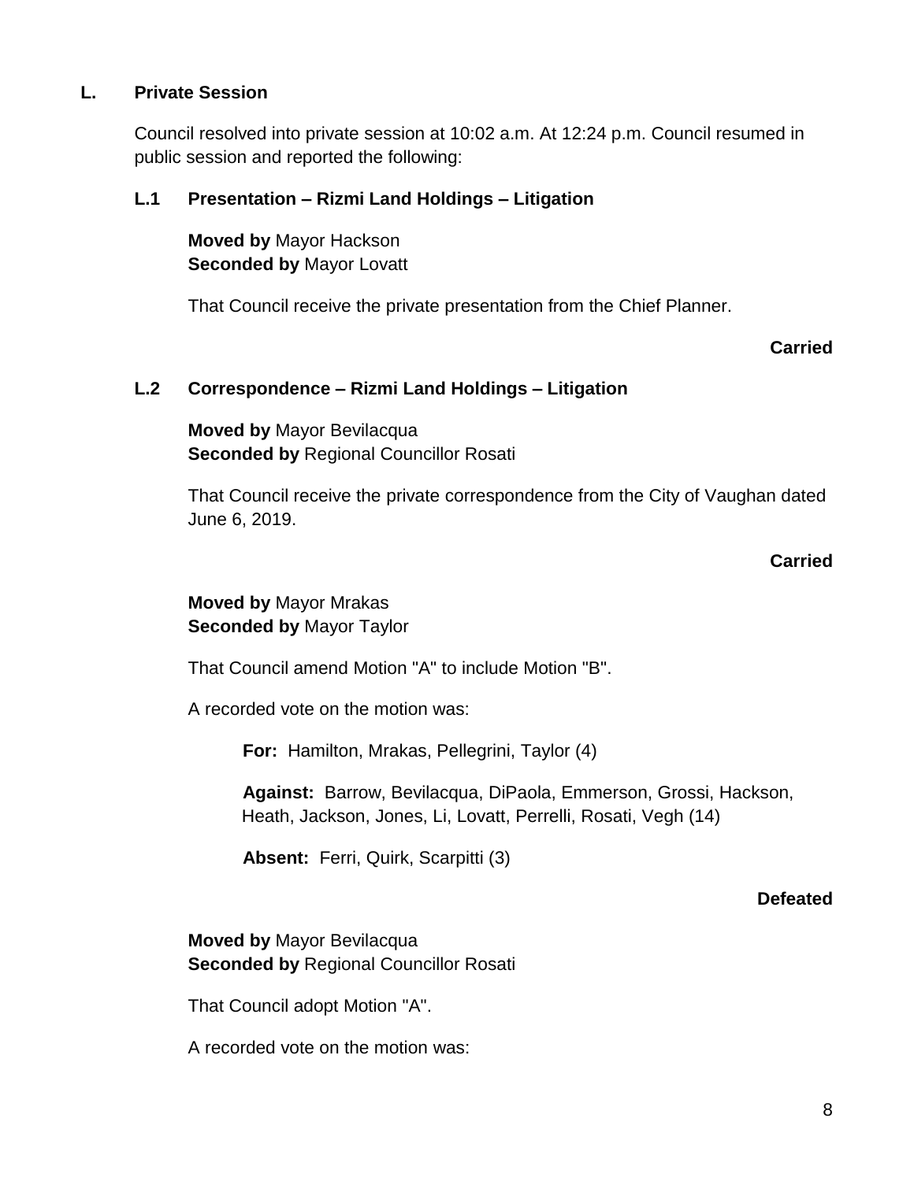## L. Private Session

Council resolved into private session at 10:02 a.m. At 12:24 p.m. Council resumed in public session and reported the following:

### L.1 Presentation – Rizmi Land Holdings – Litigation

**Moved by** Mayor Hackson
**Seconded by** Mayor Lovatt

That Council receive the private presentation from the Chief Planner.

**Carried**

### L.2 Correspondence – Rizmi Land Holdings – Litigation

**Moved by** Mayor Bevilacqua
**Seconded by** Regional Councillor Rosati

That Council receive the private correspondence from the City of Vaughan dated June 6, 2019.

**Carried**

**Moved by** Mayor Mrakas
**Seconded by** Mayor Taylor

That Council amend Motion "A" to include Motion "B".

A recorded vote on the motion was:

**For:** Hamilton, Mrakas, Pellegrini, Taylor (4)

**Against:** Barrow, Bevilacqua, DiPaola, Emmerson, Grossi, Hackson, Heath, Jackson, Jones, Li, Lovatt, Perrelli, Rosati, Vegh (14)

**Absent:** Ferri, Quirk, Scarpitti (3)

**Defeated**

**Moved by** Mayor Bevilacqua
**Seconded by** Regional Councillor Rosati

That Council adopt Motion "A".

A recorded vote on the motion was: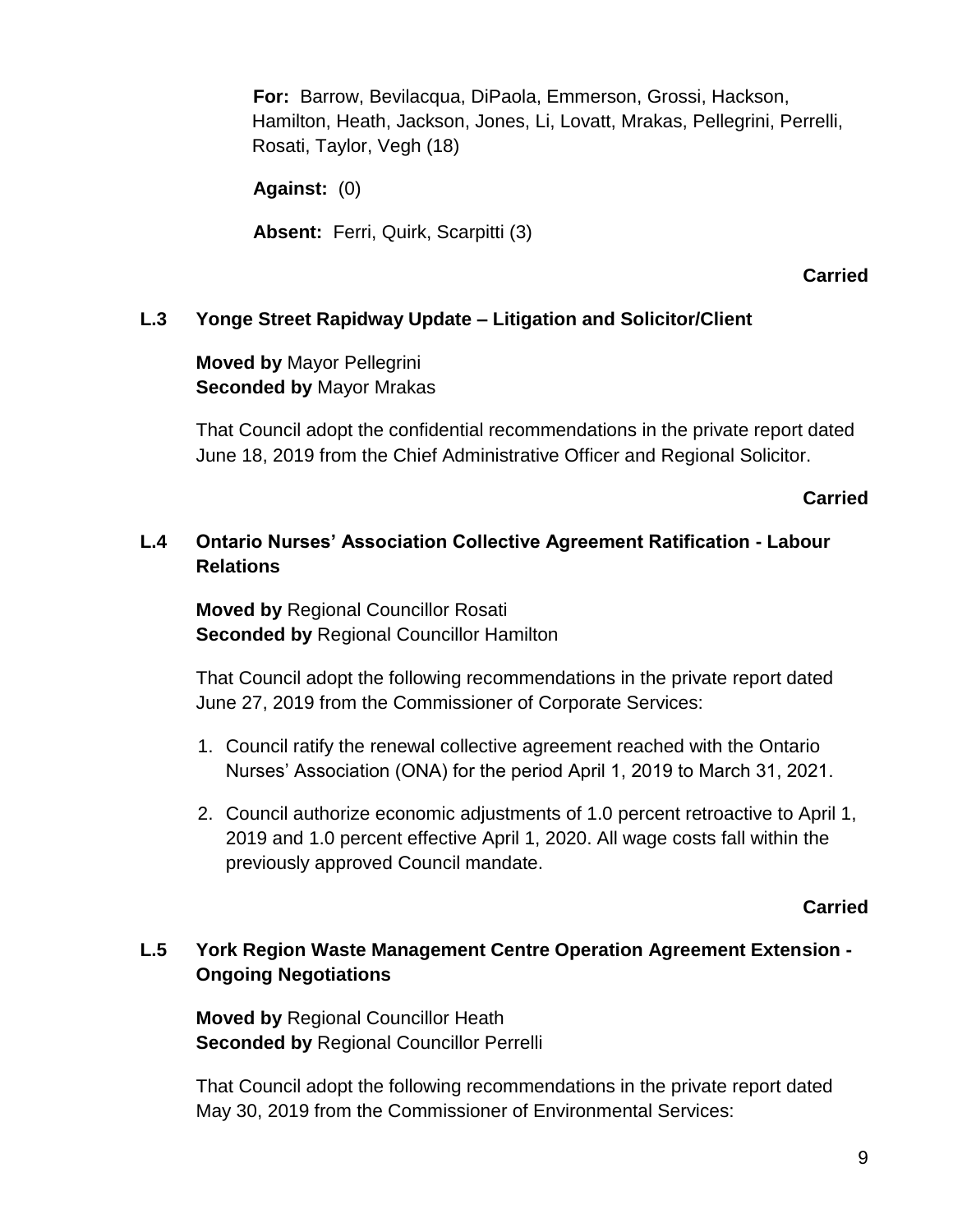**For:** Barrow, Bevilacqua, DiPaola, Emmerson, Grossi, Hackson, Hamilton, Heath, Jackson, Jones, Li, Lovatt, Mrakas, Pellegrini, Perrelli, Rosati, Taylor, Vegh (18)

**Against:** (0)

**Absent:** Ferri, Quirk, Scarpitti (3)

**Carried**

### L.3 Yonge Street Rapidway Update – Litigation and Solicitor/Client

**Moved by** Mayor Pellegrini
**Seconded by** Mayor Mrakas

That Council adopt the confidential recommendations in the private report dated June 18, 2019 from the Chief Administrative Officer and Regional Solicitor.

**Carried**

### L.4 Ontario Nurses' Association Collective Agreement Ratification - Labour Relations

**Moved by** Regional Councillor Rosati
**Seconded by** Regional Councillor Hamilton

That Council adopt the following recommendations in the private report dated June 27, 2019 from the Commissioner of Corporate Services:

1. Council ratify the renewal collective agreement reached with the Ontario Nurses' Association (ONA) for the period April 1, 2019 to March 31, 2021.
2. Council authorize economic adjustments of 1.0 percent retroactive to April 1, 2019 and 1.0 percent effective April 1, 2020. All wage costs fall within the previously approved Council mandate.

**Carried**

### L.5 York Region Waste Management Centre Operation Agreement Extension - Ongoing Negotiations

**Moved by** Regional Councillor Heath
**Seconded by** Regional Councillor Perrelli

That Council adopt the following recommendations in the private report dated May 30, 2019 from the Commissioner of Environmental Services: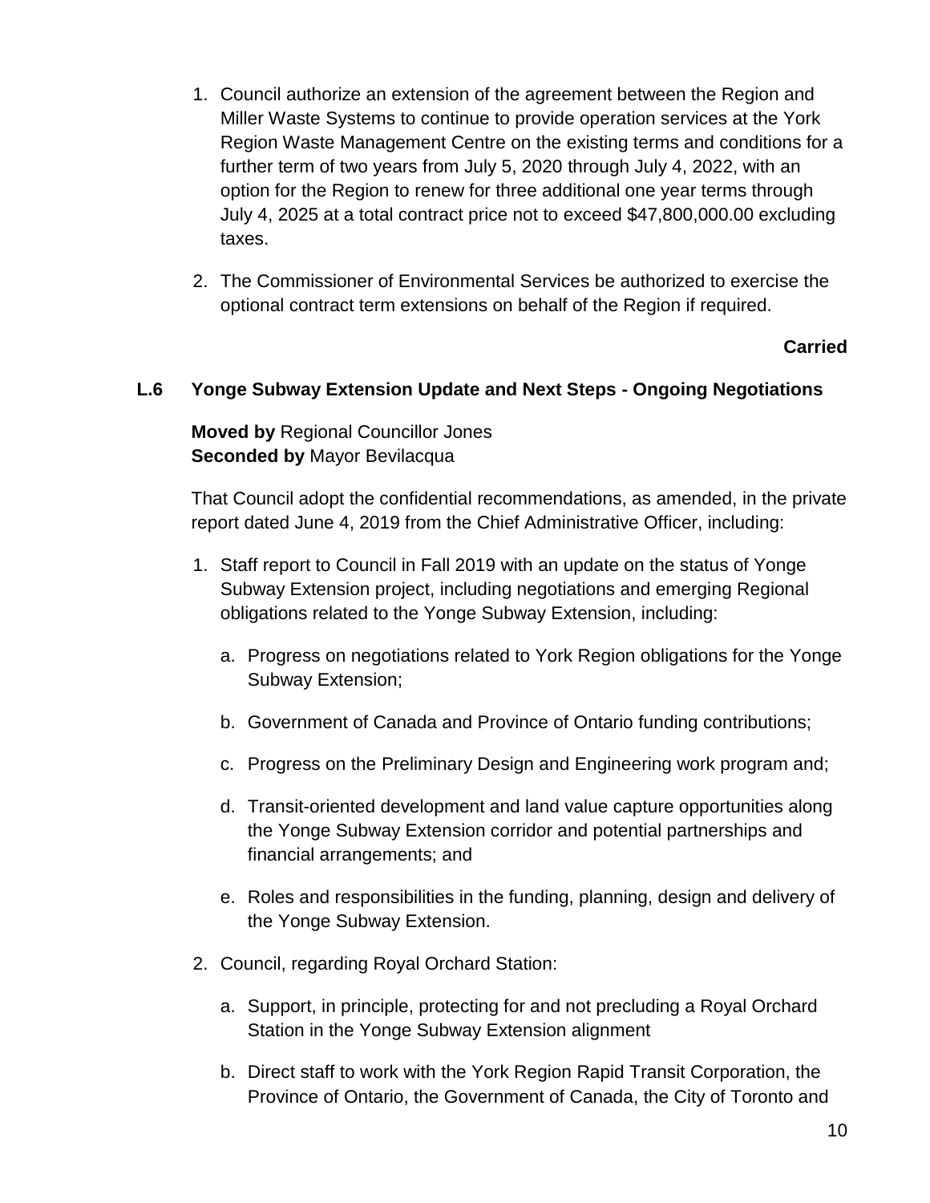1. Council authorize an extension of the agreement between the Region and Miller Waste Systems to continue to provide operation services at the York Region Waste Management Centre on the existing terms and conditions for a further term of two years from July 5, 2020 through July 4, 2022, with an option for the Region to renew for three additional one year terms through July 4, 2025 at a total contract price not to exceed $47,800,000.00 excluding taxes.

2. The Commissioner of Environmental Services be authorized to exercise the optional contract term extensions on behalf of the Region if required.

**Carried**

### L.6 Yonge Subway Extension Update and Next Steps - Ongoing Negotiations

**Moved by** Regional Councillor Jones
**Seconded by** Mayor Bevilacqua

That Council adopt the confidential recommendations, as amended, in the private report dated June 4, 2019 from the Chief Administrative Officer, including:

1. Staff report to Council in Fall 2019 with an update on the status of Yonge Subway Extension project, including negotiations and emerging Regional obligations related to the Yonge Subway Extension, including:

   a. Progress on negotiations related to York Region obligations for the Yonge Subway Extension;

   b. Government of Canada and Province of Ontario funding contributions;

   c. Progress on the Preliminary Design and Engineering work program and;

   d. Transit-oriented development and land value capture opportunities along the Yonge Subway Extension corridor and potential partnerships and financial arrangements; and

   e. Roles and responsibilities in the funding, planning, design and delivery of the Yonge Subway Extension.

2. Council, regarding Royal Orchard Station:

   a. Support, in principle, protecting for and not precluding a Royal Orchard Station in the Yonge Subway Extension alignment

   b. Direct staff to work with the York Region Rapid Transit Corporation, the Province of Ontario, the Government of Canada, the City of Toronto and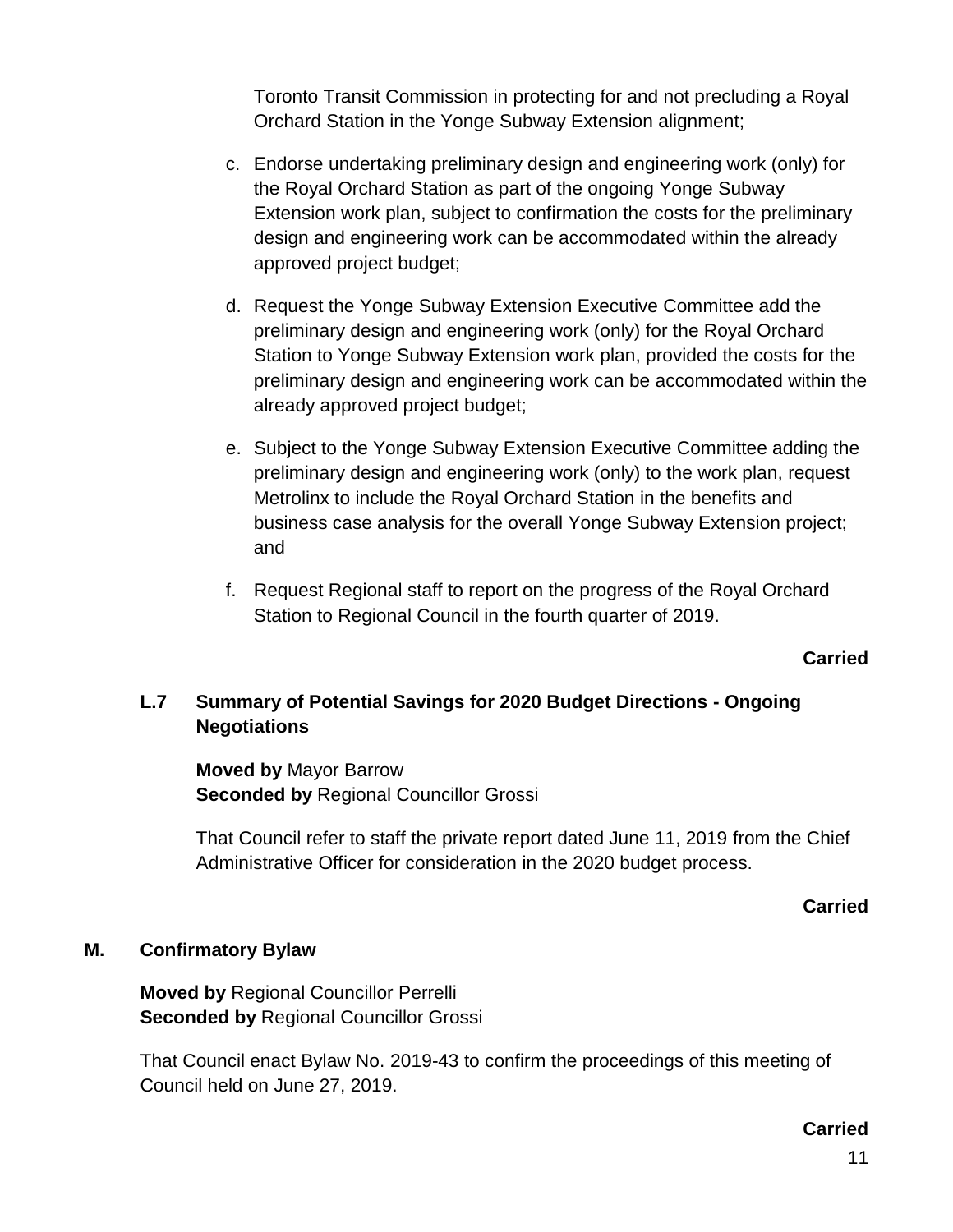Toronto Transit Commission in protecting for and not precluding a Royal Orchard Station in the Yonge Subway Extension alignment;

c. Endorse undertaking preliminary design and engineering work (only) for the Royal Orchard Station as part of the ongoing Yonge Subway Extension work plan, subject to confirmation the costs for the preliminary design and engineering work can be accommodated within the already approved project budget;

d. Request the Yonge Subway Extension Executive Committee add the preliminary design and engineering work (only) for the Royal Orchard Station to Yonge Subway Extension work plan, provided the costs for the preliminary design and engineering work can be accommodated within the already approved project budget;

e. Subject to the Yonge Subway Extension Executive Committee adding the preliminary design and engineering work (only) to the work plan, request Metrolinx to include the Royal Orchard Station in the benefits and business case analysis for the overall Yonge Subway Extension project; and

f. Request Regional staff to report on the progress of the Royal Orchard Station to Regional Council in the fourth quarter of 2019.

**Carried**

### L.7 Summary of Potential Savings for 2020 Budget Directions - Ongoing Negotiations

**Moved by** Mayor Barrow
**Seconded by** Regional Councillor Grossi

That Council refer to staff the private report dated June 11, 2019 from the Chief Administrative Officer for consideration in the 2020 budget process.

**Carried**

## M. Confirmatory Bylaw

**Moved by** Regional Councillor Perrelli
**Seconded by** Regional Councillor Grossi

That Council enact Bylaw No. 2019-43 to confirm the proceedings of this meeting of Council held on June 27, 2019.

**Carried**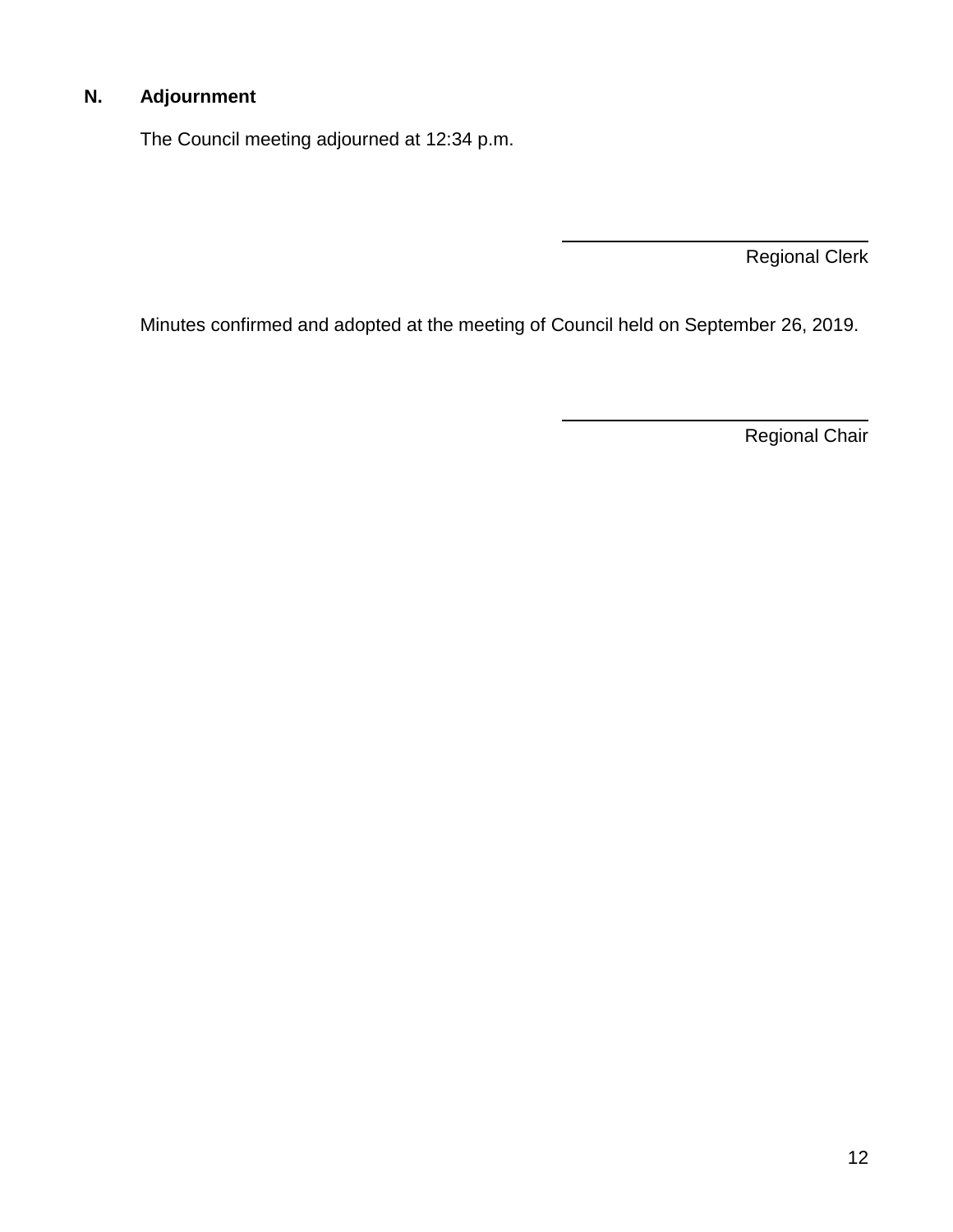## N. Adjournment

The Council meeting adjourned at 12:34 p.m.

\_\_\_\_\_\_\_\_\_\_\_\_\_\_\_\_\_\_\_\_\_\_\_\_\_\_\_\_\_\_

Regional Clerk

Minutes confirmed and adopted at the meeting of Council held on September 26, 2019.

\_\_\_\_\_\_\_\_\_\_\_\_\_\_\_\_\_\_\_\_\_\_\_\_\_\_\_\_\_\_

Regional Chair